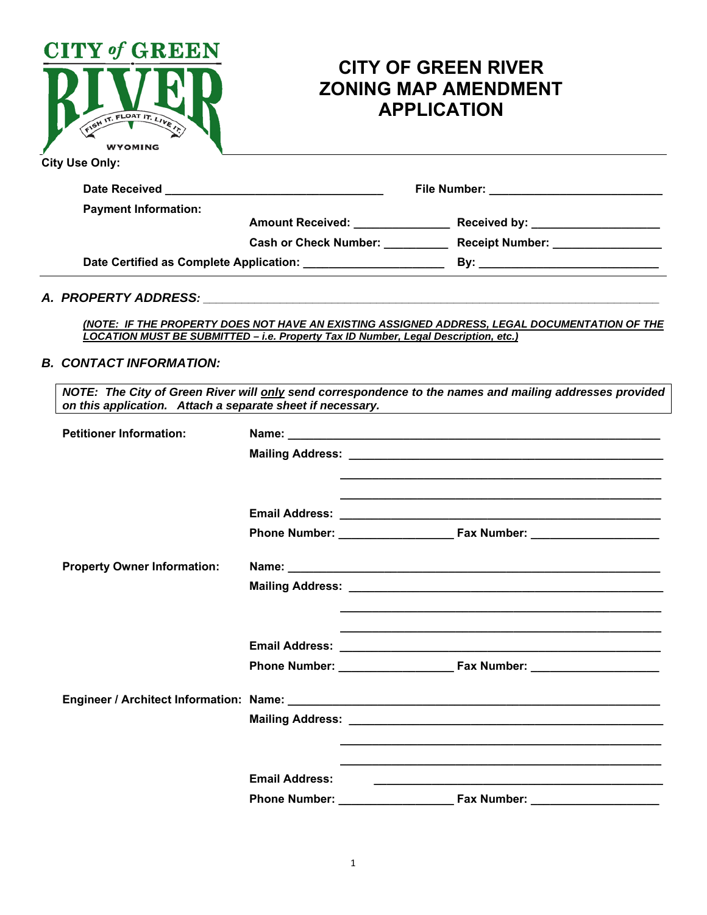CITY of GREEN RIVER
FISH IT. FLOAT IT. LIVE IT.
WYOMING

# CITY OF GREEN RIVER ZONING MAP AMENDMENT APPLICATION

**City Use Only:**

**Date Received** _________________________________ **File Number:** __________________________

**Payment Information:**

**Amount Received:** ______________ **Received by:** ____________________

**Cash or Check Number:** __________ **Receipt Number:** ________________

**Date Certified as Complete Application:** _____________________ **By:** ___________________________

## *A. PROPERTY ADDRESS:* ______________________________________________________________

***(NOTE: IF THE PROPERTY DOES NOT HAVE AN EXISTING ASSIGNED ADDRESS, LEGAL DOCUMENTATION OF THE LOCATION MUST BE SUBMITTED – i.e. Property Tax ID Number, Legal Description, etc.)***

## *B. CONTACT INFORMATION:*

***NOTE: The City of Green River will only send correspondence to the names and mailing addresses provided on this application. Attach a separate sheet if necessary.***

**Petitioner Information:**

**Name:** _______________________________________________________

**Mailing Address:** _______________________________________________

_______________________________________________

_______________________________________________

**Email Address:** ________________________________________________

**Phone Number:** _________________ **Fax Number:** ___________________

**Property Owner Information:**

**Name:** _______________________________________________________

**Mailing Address:** _______________________________________________

_______________________________________________

_______________________________________________

**Email Address:** ________________________________________________

**Phone Number:** _________________ **Fax Number:** ___________________

**Engineer / Architect Information:**

**Name:** _______________________________________________________

**Mailing Address:** _______________________________________________

_______________________________________________

_______________________________________________

**Email Address:** ________________________________________________

**Phone Number:** _________________ **Fax Number:** ___________________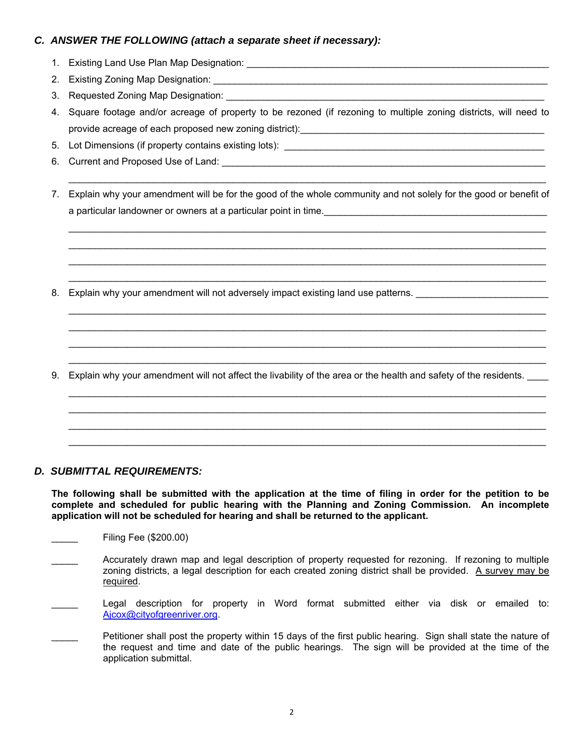### C. *ANSWER THE FOLLOWING (attach a separate sheet if necessary):*

1. Existing Land Use Plan Map Designation: ______________________________________________________
2. Existing Zoning Map Designation: __________________________________________________________
3. Requested Zoning Map Designation: ________________________________________________________
4. Square footage and/or acreage of property to be rezoned (if rezoning to multiple zoning districts, will need to provide acreage of each proposed new zoning district):_____________________________________________
5. Lot Dimensions (if property contains existing lots): _______________________________________________
6. Current and Proposed Use of Land: ________________________________________________________

   ______________________________________________________________________________________
7. Explain why your amendment will be for the good of the whole community and not solely for the good or benefit of a particular landowner or owners at a particular point in time.________________________________________

   ______________________________________________________________________________________

   ______________________________________________________________________________________

   ______________________________________________________________________________________

   ______________________________________________________________________________________
8. Explain why your amendment will not adversely impact existing land use patterns. _______________________

   ______________________________________________________________________________________

   ______________________________________________________________________________________

   ______________________________________________________________________________________

   ______________________________________________________________________________________
9. Explain why your amendment will not affect the livability of the area or the health and safety of the residents. ____

   ______________________________________________________________________________________

   ______________________________________________________________________________________

   ______________________________________________________________________________________

   ______________________________________________________________________________________

### D. *SUBMITTAL REQUIREMENTS:*

**The following shall be submitted with the application at the time of filing in order for the petition to be complete and scheduled for public hearing with the Planning and Zoning Commission. An incomplete application will not be scheduled for hearing and shall be returned to the applicant.**

_____ Filing Fee ($200.00)

_____ Accurately drawn map and legal description of property requested for rezoning. If rezoning to multiple zoning districts, a legal description for each created zoning district shall be provided. A survey may be required.

_____ Legal description for property in Word format submitted either via disk or emailed to: Ajcox@cityofgreenriver.org.

_____ Petitioner shall post the property within 15 days of the first public hearing. Sign shall state the nature of the request and time and date of the public hearings. The sign will be provided at the time of the application submittal.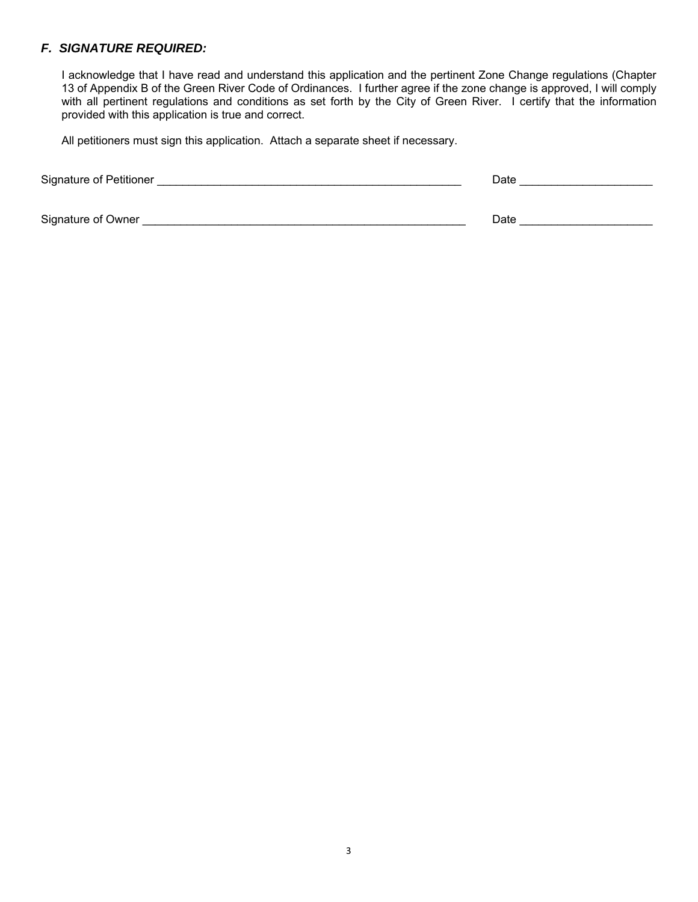### *F. SIGNATURE REQUIRED:*

I acknowledge that I have read and understand this application and the pertinent Zone Change regulations (Chapter 13 of Appendix B of the Green River Code of Ordinances. I further agree if the zone change is approved, I will comply with all pertinent regulations and conditions as set forth by the City of Green River. I certify that the information provided with this application is true and correct.

All petitioners must sign this application. Attach a separate sheet if necessary.

Signature of Petitioner __________________________________________________ Date ____________________

Signature of Owner _____________________________________________________ Date ____________________